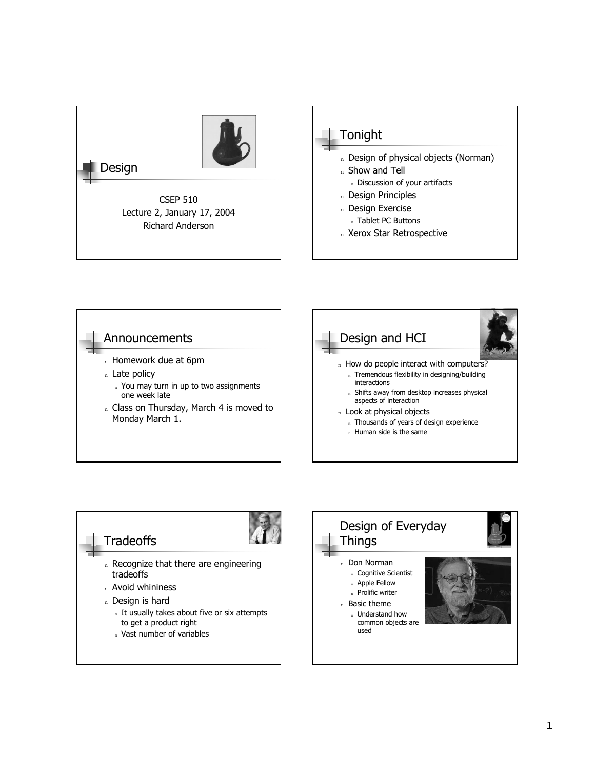## Design

CSEP 510
Lecture 2, January 17, 2004
Richard Anderson

## Tonight

- Design of physical objects (Norman)
- Show and Tell
  - Discussion of your artifacts
- Design Principles
- Design Exercise
  - Tablet PC Buttons
- Xerox Star Retrospective

## Announcements

- Homework due at 6pm
- Late policy
  - You may turn in up to two assignments one week late
- Class on Thursday, March 4 is moved to Monday March 1.

## Design and HCI

- How do people interact with computers?
  - Tremendous flexibility in designing/building interactions
  - Shifts away from desktop increases physical aspects of interaction
- Look at physical objects
  - Thousands of years of design experience
  - Human side is the same

## Tradeoffs

- Recognize that there are engineering tradeoffs
- Avoid whininess
- Design is hard
  - It usually takes about five or six attempts to get a product right
  - Vast number of variables

## Design of Everyday Things

- Don Norman
  - Cognitive Scientist
  - Apple Fellow
  - Prolific writer
- Basic theme
  - Understand how common objects are used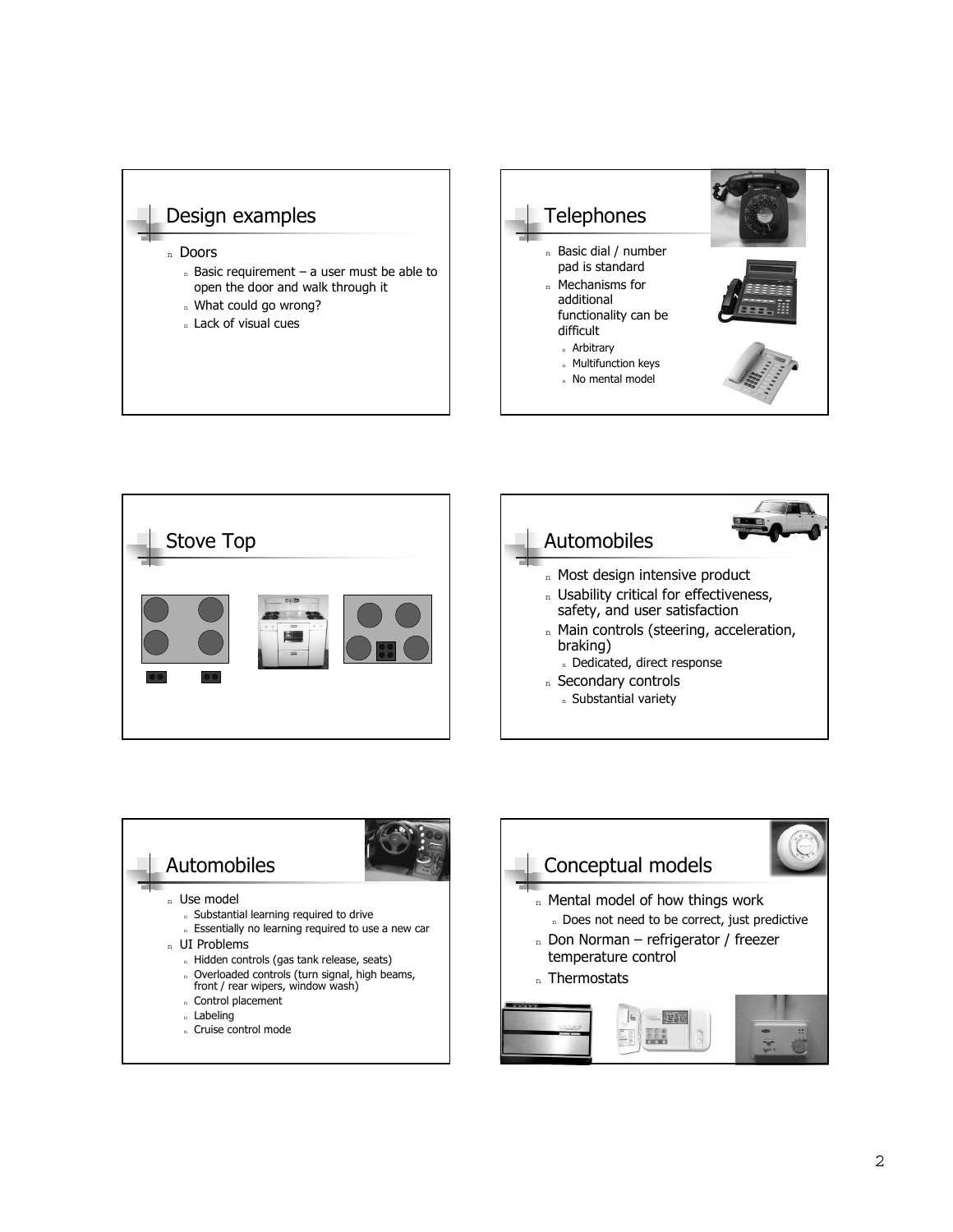## Design examples

- Doors
  - Basic requirement – a user must be able to open the door and walk through it
  - What could go wrong?
  - Lack of visual cues

## Telephones

- Basic dial / number pad is standard
- Mechanisms for additional functionality can be difficult
  - Arbitrary
  - Multifunction keys
  - No mental model

## Stove Top

## Automobiles

- Most design intensive product
- Usability critical for effectiveness, safety, and user satisfaction
- Main controls (steering, acceleration, braking)
  - Dedicated, direct response
- Secondary controls
  - Substantial variety

## Automobiles

- Use model
  - Substantial learning required to drive
  - Essentially no learning required to use a new car
- UI Problems
  - Hidden controls (gas tank release, seats)
  - Overloaded controls (turn signal, high beams, front / rear wipers, window wash)
  - Control placement
  - Labeling
  - Cruise control mode

## Conceptual models

- Mental model of how things work
  - Does not need to be correct, just predictive
- Don Norman – refrigerator / freezer temperature control
- Thermostats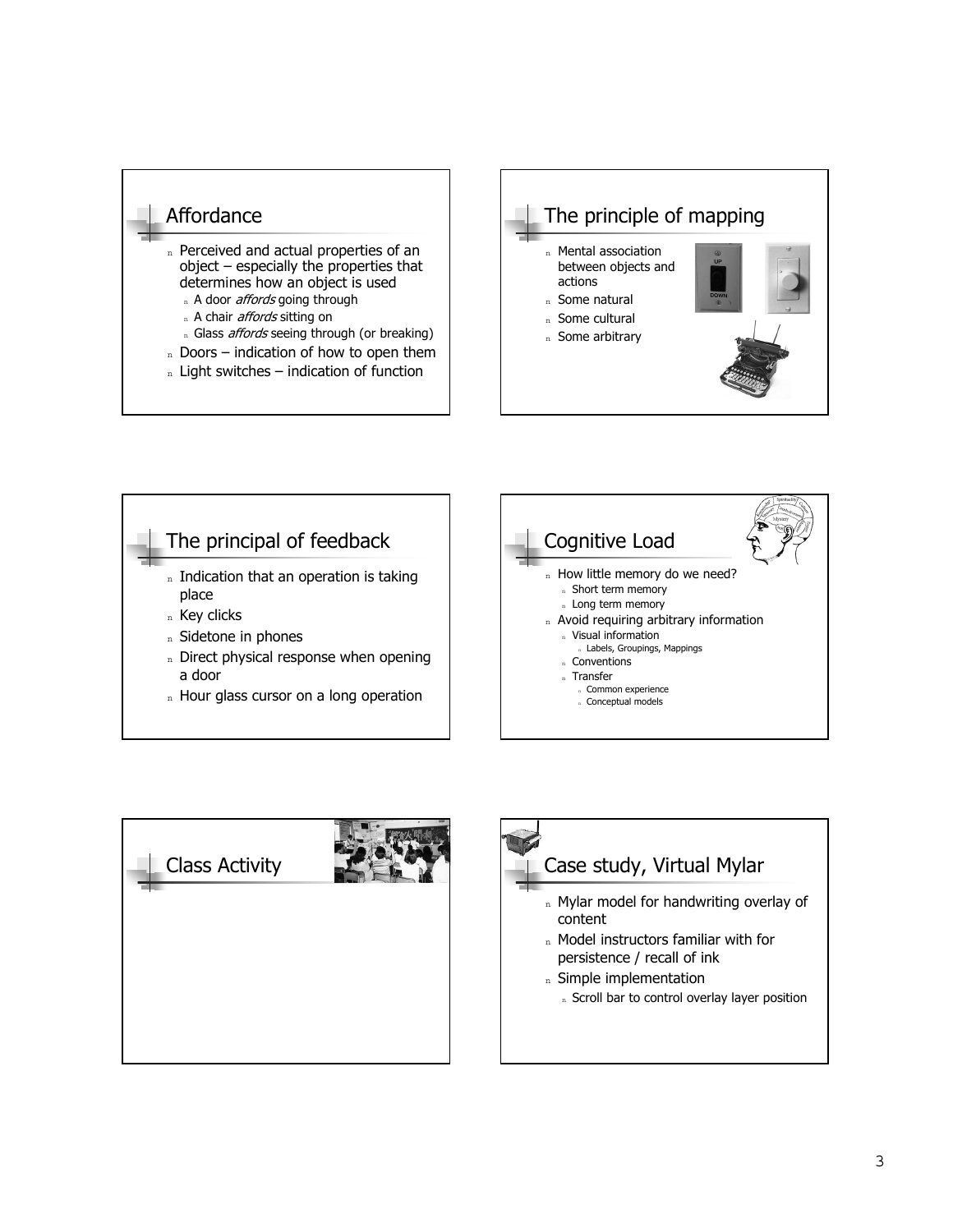## Affordance

- Perceived and actual properties of an object – especially the properties that determines how an object is used
  - A door *affords* going through
  - A chair *affords* sitting on
  - Glass *affords* seeing through (or breaking)
- Doors – indication of how to open them
- Light switches – indication of function

## The principle of mapping

- Mental association between objects and actions
- Some natural
- Some cultural
- Some arbitrary

## The principal of feedback

- Indication that an operation is taking place
- Key clicks
- Sidetone in phones
- Direct physical response when opening a door
- Hour glass cursor on a long operation

## Cognitive Load

- How little memory do we need?
  - Short term memory
  - Long term memory
- Avoid requiring arbitrary information
  - Visual information
    - Labels, Groupings, Mappings
  - Conventions
  - Transfer
    - Common experience
    - Conceptual models

## Class Activity

## Case study, Virtual Mylar

- Mylar model for handwriting overlay of content
- Model instructors familiar with for persistence / recall of ink
- Simple implementation
  - Scroll bar to control overlay layer position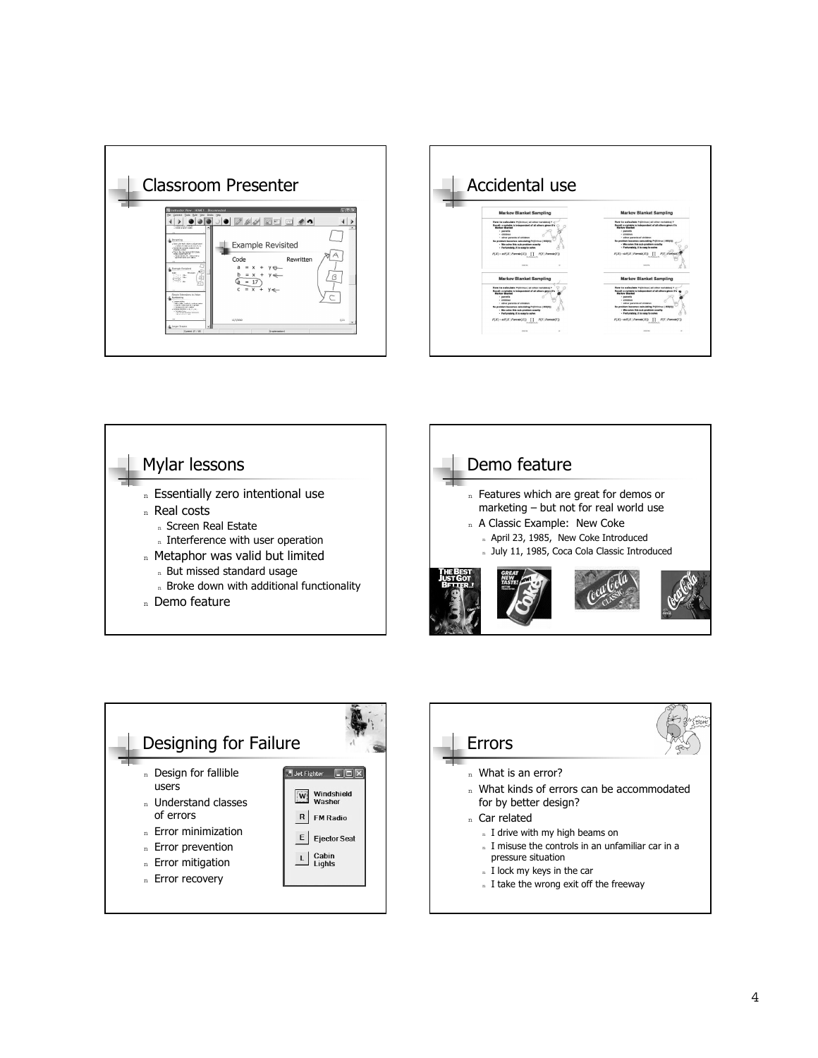## Classroom Presenter

## Accidental use

## Mylar lessons

- Essentially zero intentional use
- Real costs
  - Screen Real Estate
  - Interference with user operation
- Metaphor was valid but limited
  - But missed standard usage
  - Broke down with additional functionality
- Demo feature

## Demo feature

- Features which are great for demos or marketing – but not for real world use
- A Classic Example: New Coke
  - April 23, 1985, New Coke Introduced
  - July 11, 1985, Coca Cola Classic Introduced

## Designing for Failure

- Design for fallible users
- Understand classes of errors
- Error minimization
- Error prevention
- Error mitigation
- Error recovery

## Errors

- What is an error?
- What kinds of errors can be accommodated for by better design?
- Car related
  - I drive with my high beams on
  - I misuse the controls in an unfamiliar car in a pressure situation
  - I lock my keys in the car
  - I take the wrong exit off the freeway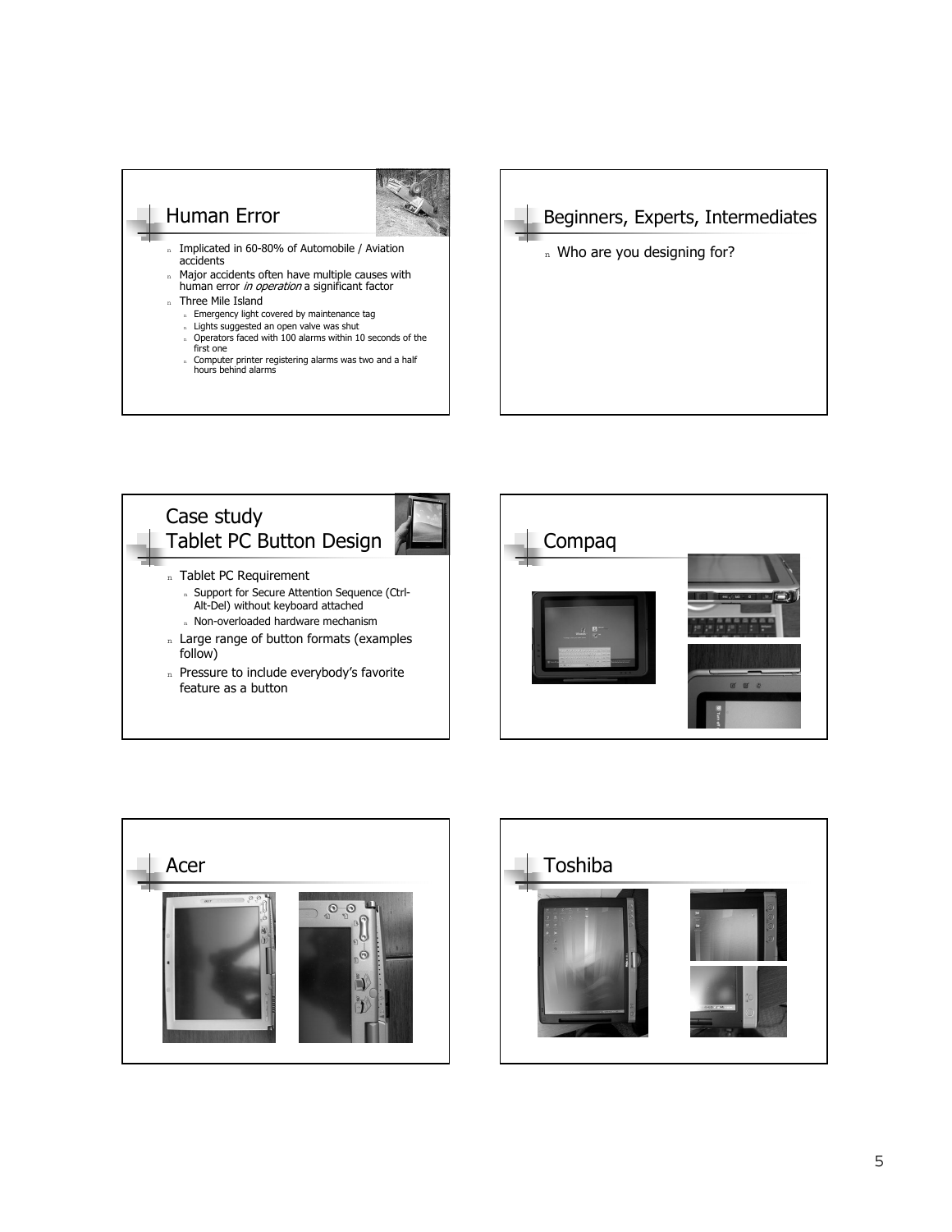## Human Error

- Implicated in 60-80% of Automobile / Aviation accidents
- Major accidents often have multiple causes with human error *in operation* a significant factor
- Three Mile Island
  - Emergency light covered by maintenance tag
  - Lights suggested an open valve was shut
  - Operators faced with 100 alarms within 10 seconds of the first one
  - Computer printer registering alarms was two and a half hours behind alarms

## Beginners, Experts, Intermediates

- Who are you designing for?

## Case study
## Tablet PC Button Design

- Tablet PC Requirement
  - Support for Secure Attention Sequence (Ctrl-Alt-Del) without keyboard attached
  - Non-overloaded hardware mechanism
- Large range of button formats (examples follow)
- Pressure to include everybody's favorite feature as a button

## Compaq

## Acer

## Toshiba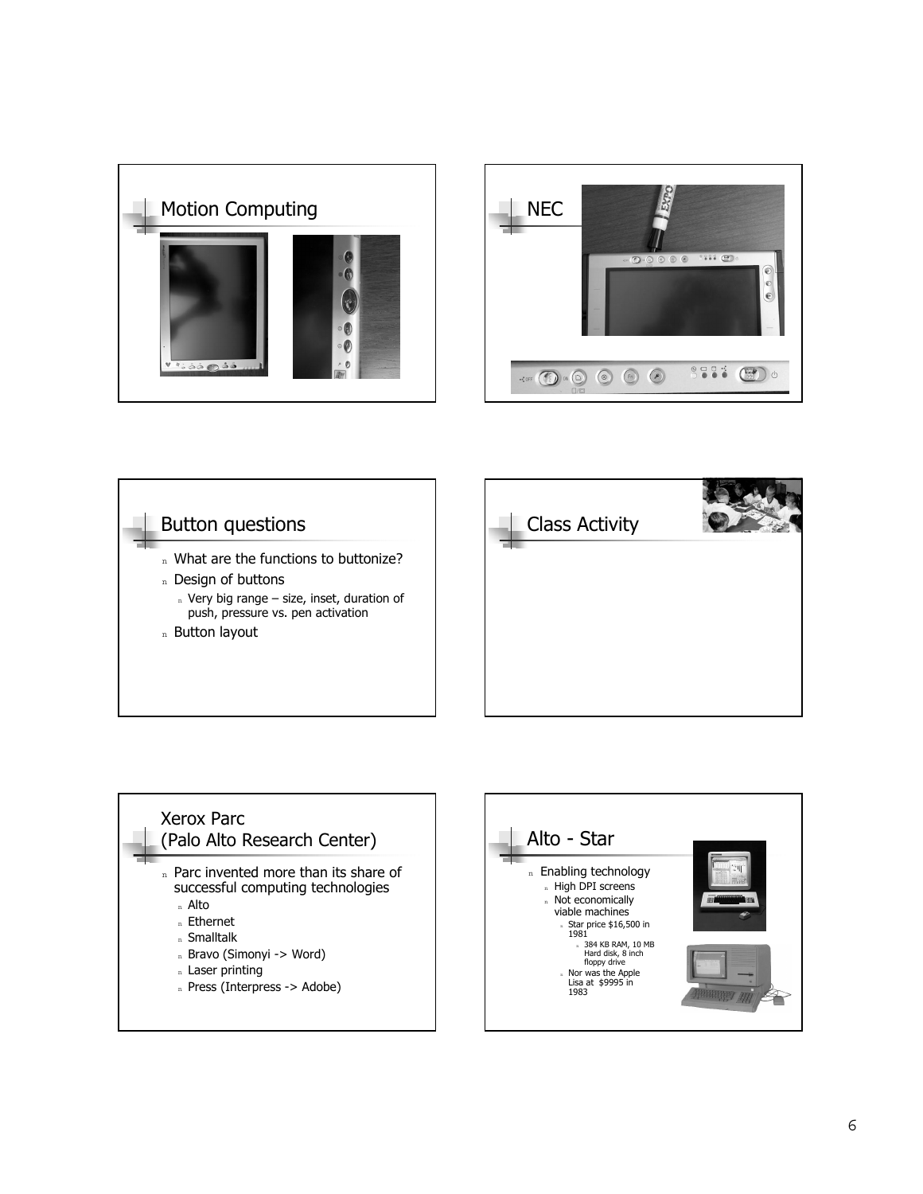## Motion Computing

## NEC

## Button questions

- What are the functions to buttonize?
- Design of buttons
  - Very big range – size, inset, duration of push, pressure vs. pen activation
- Button layout

## Class Activity

## Xerox Parc (Palo Alto Research Center)

- Parc invented more than its share of successful computing technologies
  - Alto
  - Ethernet
  - Smalltalk
  - Bravo (Simonyi -> Word)
  - Laser printing
  - Press (Interpress -> Adobe)

## Alto - Star

- Enabling technology
  - High DPI screens
  - Not economically viable machines
    - Star price $16,500 in 1981
      - 384 KB RAM, 10 MB Hard disk, 8 inch floppy drive
    - Nor was the Apple Lisa at $9995 in 1983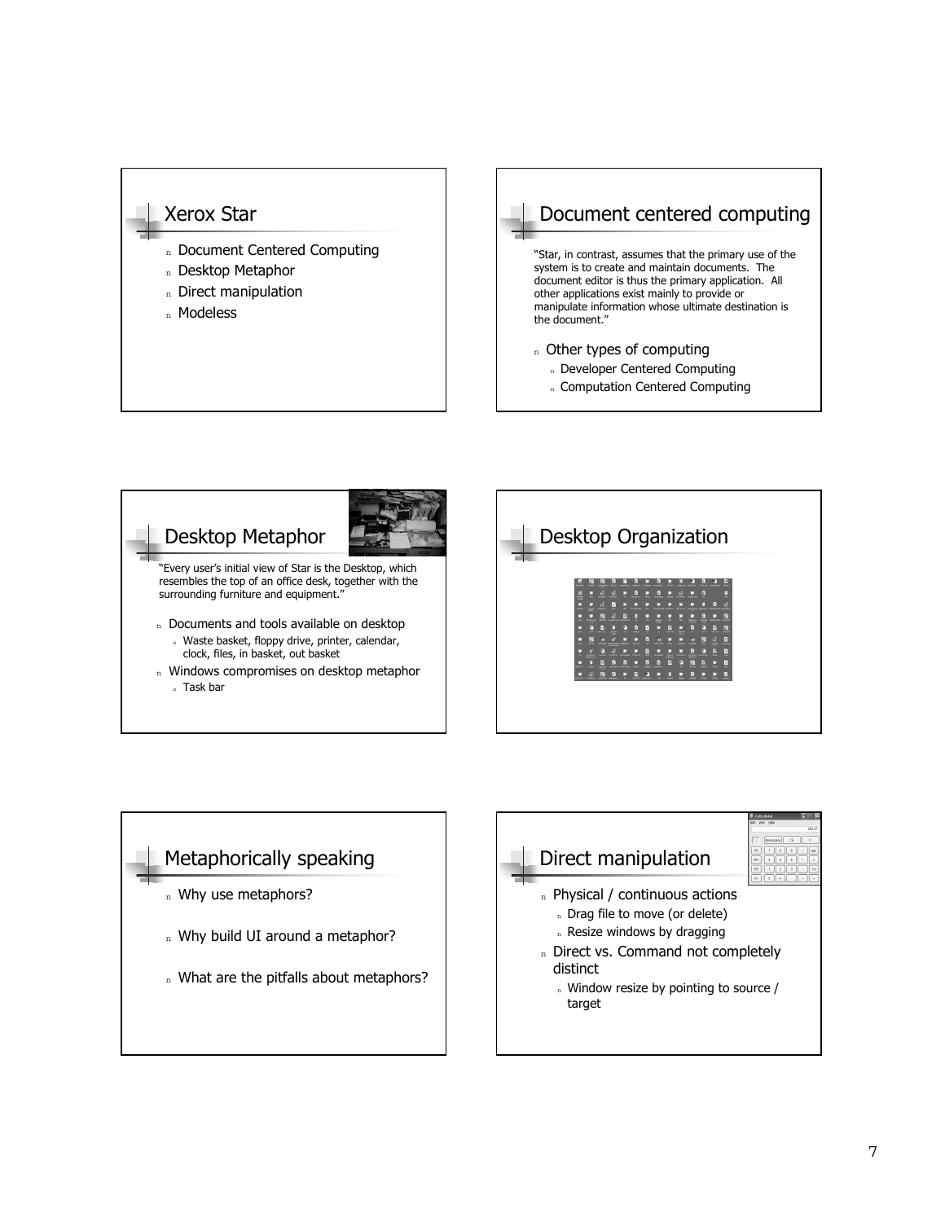## Xerox Star

- Document Centered Computing
- Desktop Metaphor
- Direct manipulation
- Modeless

## Document centered computing

"Star, in contrast, assumes that the primary use of the system is to create and maintain documents. The document editor is thus the primary application. All other applications exist mainly to provide or manipulate information whose ultimate destination is the document."

- Other types of computing
  - Developer Centered Computing
  - Computation Centered Computing

## Desktop Metaphor

"Every user's initial view of Star is the Desktop, which resembles the top of an office desk, together with the surrounding furniture and equipment."

- Documents and tools available on desktop
  - Waste basket, floppy drive, printer, calendar, clock, files, in basket, out basket
- Windows compromises on desktop metaphor
  - Task bar

## Desktop Organization

## Metaphorically speaking

- Why use metaphors?
- Why build UI around a metaphor?
- What are the pitfalls about metaphors?

## Direct manipulation

- Physical / continuous actions
  - Drag file to move (or delete)
  - Resize windows by dragging
- Direct vs. Command not completely distinct
  - Window resize by pointing to source / target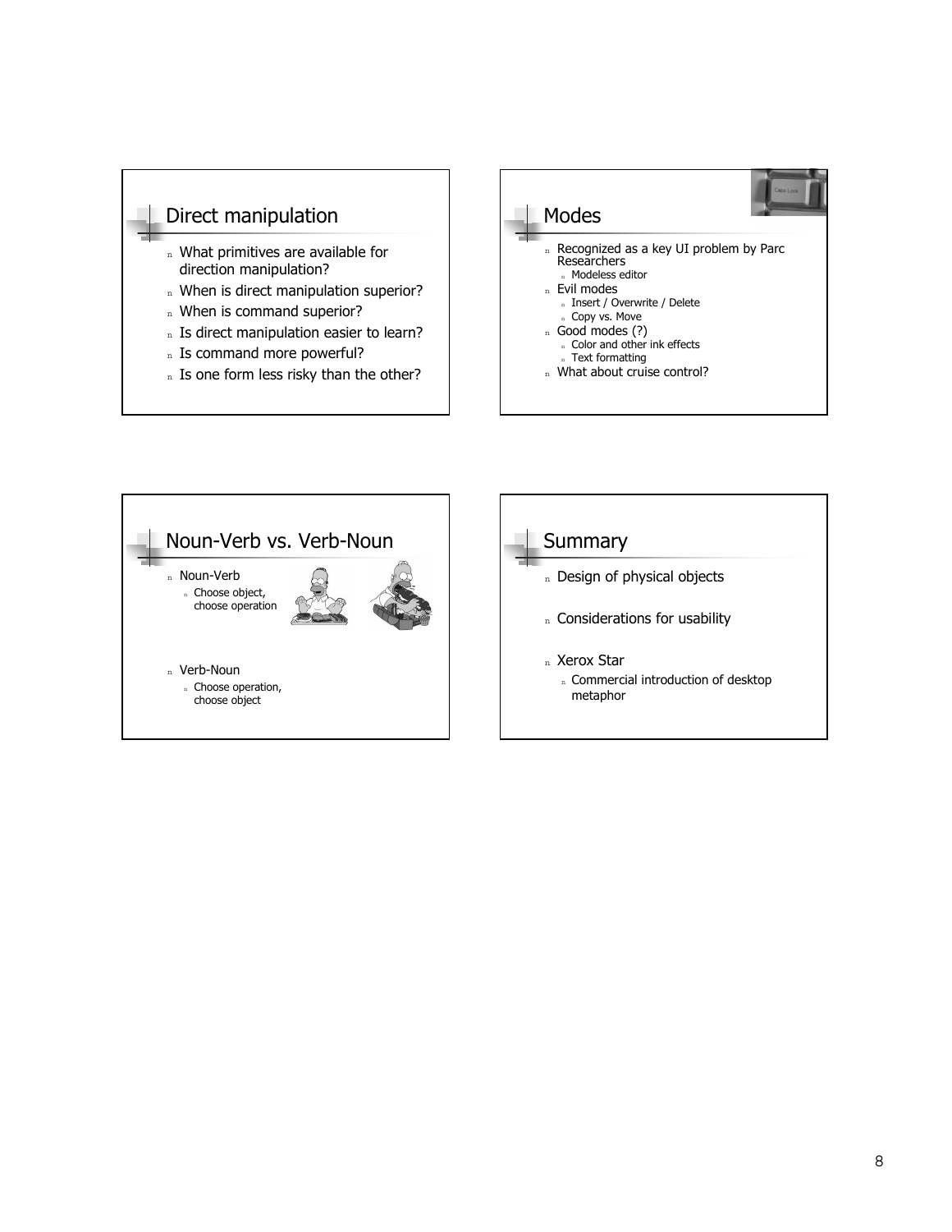## Direct manipulation

- What primitives are available for direction manipulation?
- When is direct manipulation superior?
- When is command superior?
- Is direct manipulation easier to learn?
- Is command more powerful?
- Is one form less risky than the other?

## Modes

- Recognized as a key UI problem by Parc Researchers
  - Modeless editor
- Evil modes
  - Insert / Overwrite / Delete
  - Copy vs. Move
- Good modes (?)
  - Color and other ink effects
  - Text formatting
- What about cruise control?

## Noun-Verb vs. Verb-Noun

- Noun-Verb
  - Choose object, choose operation
- Verb-Noun
  - Choose operation, choose object

## Summary

- Design of physical objects
- Considerations for usability
- Xerox Star
  - Commercial introduction of desktop metaphor